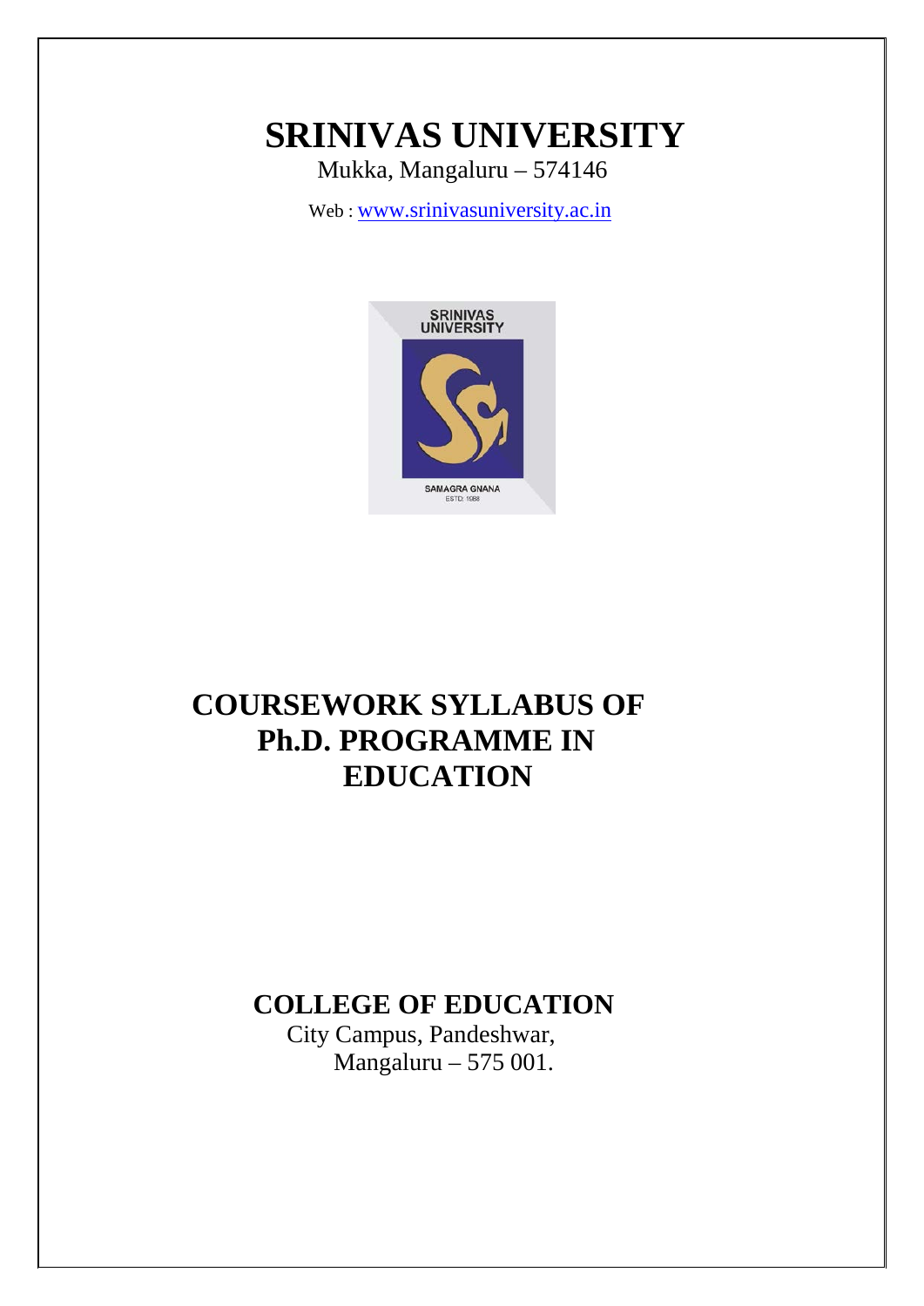# SRINIVAS UNIVERSITY

Mukka, Mangaluru – 574146

Web : www.srinivasuniversity.ac.in

# COURSEWORK SYLLABUS OF Ph.D. PROGRAMME IN EDUCATION

## COLLEGE OF EDUCATION

City Campus, Pandeshwar,
Mangaluru – 575 001.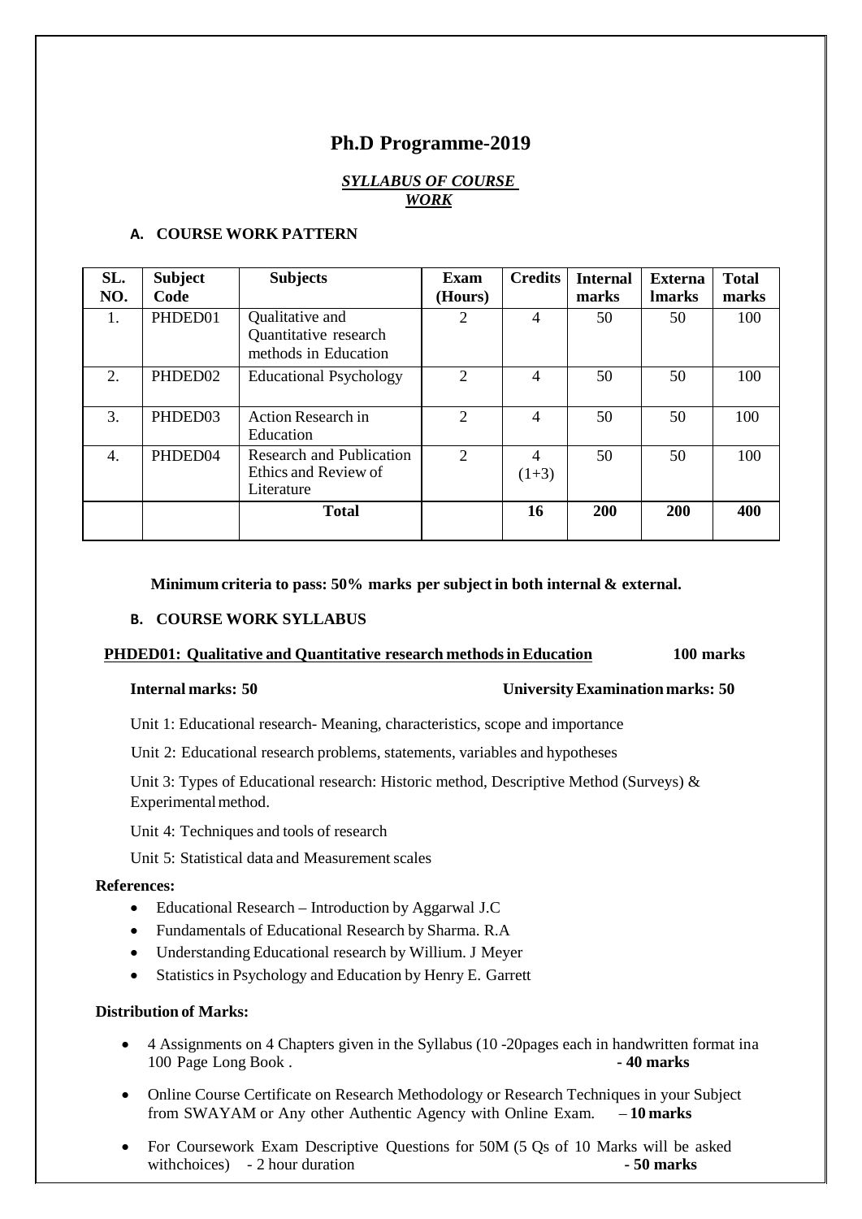# Ph.D Programme-2019

***SYLLABUS OF COURSE WORK***

## A. COURSE WORK PATTERN

| SL. NO. | Subject Code | Subjects | Exam (Hours) | Credits | Internal marks | Externa lmarks | Total marks |
|---|---|---|---|---|---|---|---|
| 1. | PHDED01 | Qualitative and Quantitative research methods in Education | 2 | 4 | 50 | 50 | 100 |
| 2. | PHDED02 | Educational Psychology | 2 | 4 | 50 | 50 | 100 |
| 3. | PHDED03 | Action Research in Education | 2 | 4 | 50 | 50 | 100 |
| 4. | PHDED04 | Research and Publication Ethics and Review of Literature | 2 | 4 (1+3) | 50 | 50 | 100 |
| | | **Total** | | **16** | **200** | **200** | **400** |

**Minimum criteria to pass: 50% marks per subject in both internal & external.**

## B. COURSE WORK SYLLABUS

**PHDED01: Qualitative and Quantitative research methods in Education** **100 marks**

**Internal marks: 50** **University Examination marks: 50**

Unit 1: Educational research- Meaning, characteristics, scope and importance

Unit 2: Educational research problems, statements, variables and hypotheses

Unit 3: Types of Educational research: Historic method, Descriptive Method (Surveys) & Experimental method.

Unit 4: Techniques and tools of research

Unit 5: Statistical data and Measurement scales

**References:**

- Educational Research – Introduction by Aggarwal J.C
- Fundamentals of Educational Research by Sharma. R.A
- Understanding Educational research by Willium. J Meyer
- Statistics in Psychology and Education by Henry E. Garrett

**Distribution of Marks:**

- 4 Assignments on 4 Chapters given in the Syllabus (10 -20pages each in handwritten format ina 100 Page Long Book . **- 40 marks**
- Online Course Certificate on Research Methodology or Research Techniques in your Subject from SWAYAM or Any other Authentic Agency with Online Exam. – **10 marks**
- For Coursework Exam Descriptive Questions for 50M (5 Qs of 10 Marks will be asked withchoices) - 2 hour duration **- 50 marks**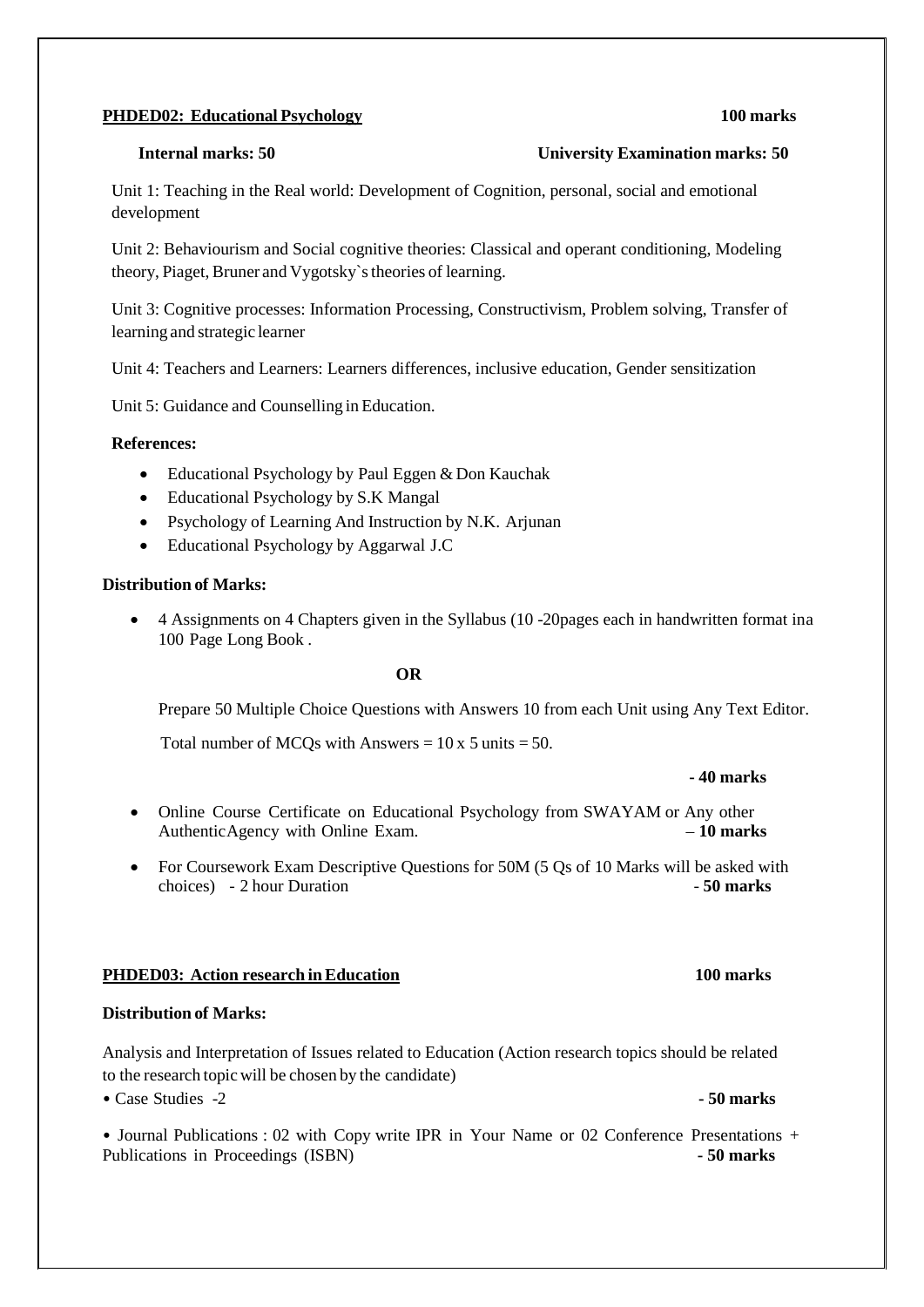**PHDED02: Educational Psychology** **100 marks**

**Internal marks: 50** **University Examination marks: 50**

Unit 1: Teaching in the Real world: Development of Cognition, personal, social and emotional development

Unit 2: Behaviourism and Social cognitive theories: Classical and operant conditioning, Modeling theory, Piaget, Bruner and Vygotsky`s theories of learning.

Unit 3: Cognitive processes: Information Processing, Constructivism, Problem solving, Transfer of learning and strategic learner

Unit 4: Teachers and Learners: Learners differences, inclusive education, Gender sensitization

Unit 5: Guidance and Counselling in Education.

**References:**

- Educational Psychology by Paul Eggen & Don Kauchak
- Educational Psychology by S.K Mangal
- Psychology of Learning And Instruction by N.K. Arjunan
- Educational Psychology by Aggarwal J.C

**Distribution of Marks:**

- 4 Assignments on 4 Chapters given in the Syllabus (10 -20pages each in handwritten format ina 100 Page Long Book .

  **OR**

  Prepare 50 Multiple Choice Questions with Answers 10 from each Unit using Any Text Editor.

  Total number of MCQs with Answers = 10 x 5 units = 50.

  **- 40 marks**

- Online Course Certificate on Educational Psychology from SWAYAM or Any other AuthenticAgency with Online Exam. – **10 marks**

- For Coursework Exam Descriptive Questions for 50M (5 Qs of 10 Marks will be asked with choices) - 2 hour Duration - **50 marks**

**PHDED03: Action research in Education** **100 marks**

**Distribution of Marks:**

Analysis and Interpretation of Issues related to Education (Action research topics should be related to the research topic will be chosen by the candidate)

• Case Studies -2 **- 50 marks**

• Journal Publications : 02 with Copy write IPR in Your Name or 02 Conference Presentations + Publications in Proceedings (ISBN) **- 50 marks**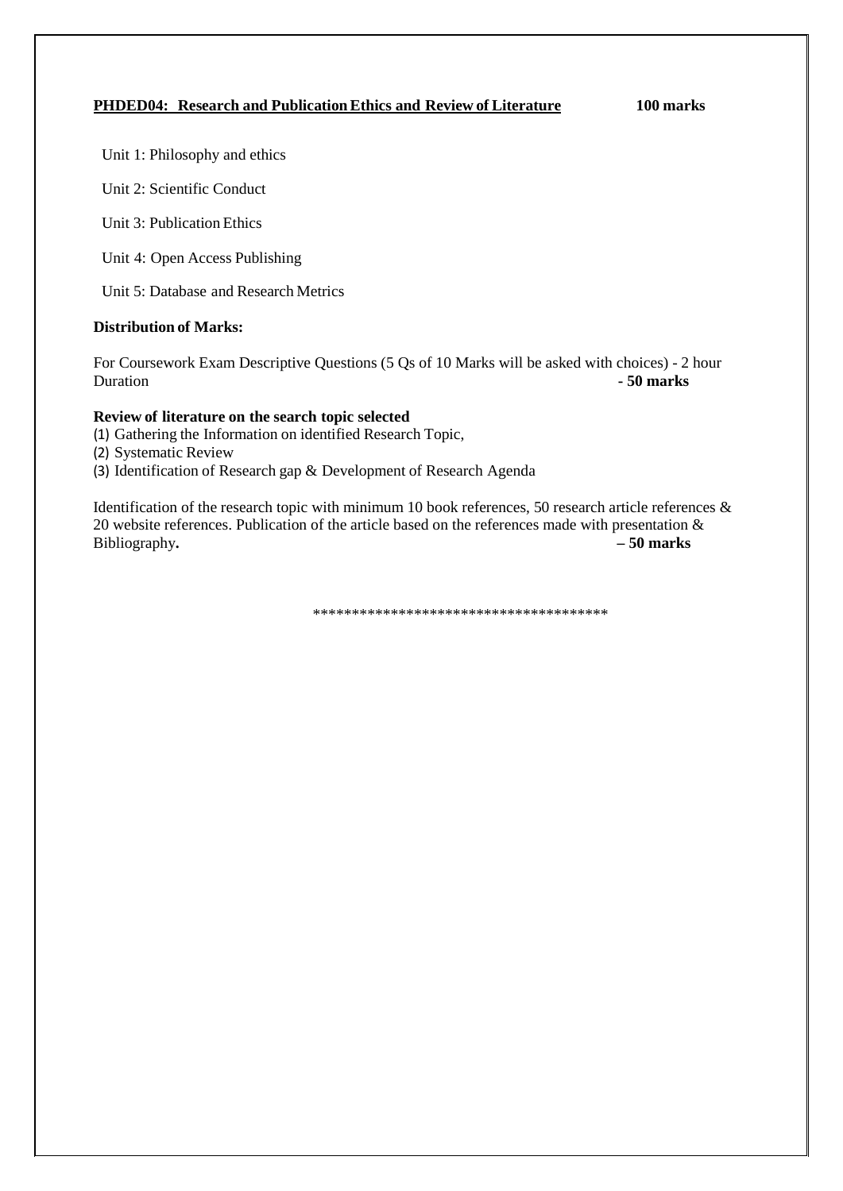**<u>PHDED04: Research and Publication Ethics and Review of Literature</u>** **100 marks**

Unit 1: Philosophy and ethics

Unit 2: Scientific Conduct

Unit 3: Publication Ethics

Unit 4: Open Access Publishing

Unit 5: Database and Research Metrics

**Distribution of Marks:**

For Coursework Exam Descriptive Questions (5 Qs of 10 Marks will be asked with choices) - 2 hour Duration **- 50 marks**

**Review of literature on the search topic selected**

(1) Gathering the Information on identified Research Topic,

(2) Systematic Review

(3) Identification of Research gap & Development of Research Agenda

Identification of the research topic with minimum 10 book references, 50 research article references & 20 website references. Publication of the article based on the references made with presentation & Bibliography**.** **– 50 marks**

\*\*\*\*\*\*\*\*\*\*\*\*\*\*\*\*\*\*\*\*\*\*\*\*\*\*\*\*\*\*\*\*\*\*\*\*\*\*